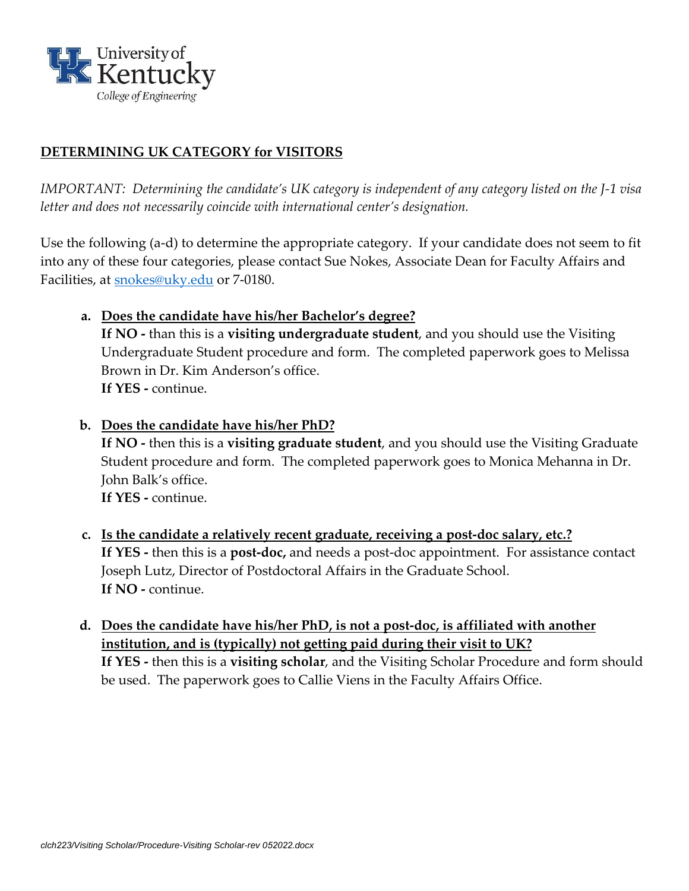University of Kentucky
College of Engineering

## DETERMINING UK CATEGORY for VISITORS

*IMPORTANT: Determining the candidate's UK category is independent of any category listed on the J-1 visa letter and does not necessarily coincide with international center's designation.*

Use the following (a-d) to determine the appropriate category. If your candidate does not seem to fit into any of these four categories, please contact Sue Nokes, Associate Dean for Faculty Affairs and Facilities, at snokes@uky.edu or 7-0180.

a. **Does the candidate have his/her Bachelor's degree?**
   **If NO -** than this is a **visiting undergraduate student**, and you should use the Visiting Undergraduate Student procedure and form. The completed paperwork goes to Melissa Brown in Dr. Kim Anderson's office.
   **If YES -** continue.

b. **Does the candidate have his/her PhD?**
   **If NO -** then this is a **visiting graduate student**, and you should use the Visiting Graduate Student procedure and form. The completed paperwork goes to Monica Mehanna in Dr. John Balk's office.
   **If YES -** continue.

c. **Is the candidate a relatively recent graduate, receiving a post-doc salary, etc.?**
   **If YES -** then this is a **post-doc,** and needs a post-doc appointment. For assistance contact Joseph Lutz, Director of Postdoctoral Affairs in the Graduate School.
   **If NO -** continue.

d. **Does the candidate have his/her PhD, is not a post-doc, is affiliated with another institution, and is (typically) not getting paid during their visit to UK?**
   **If YES -** then this is a **visiting scholar**, and the Visiting Scholar Procedure and form should be used. The paperwork goes to Callie Viens in the Faculty Affairs Office.

*clch223/Visiting Scholar/Procedure-Visiting Scholar-rev 052022.docx*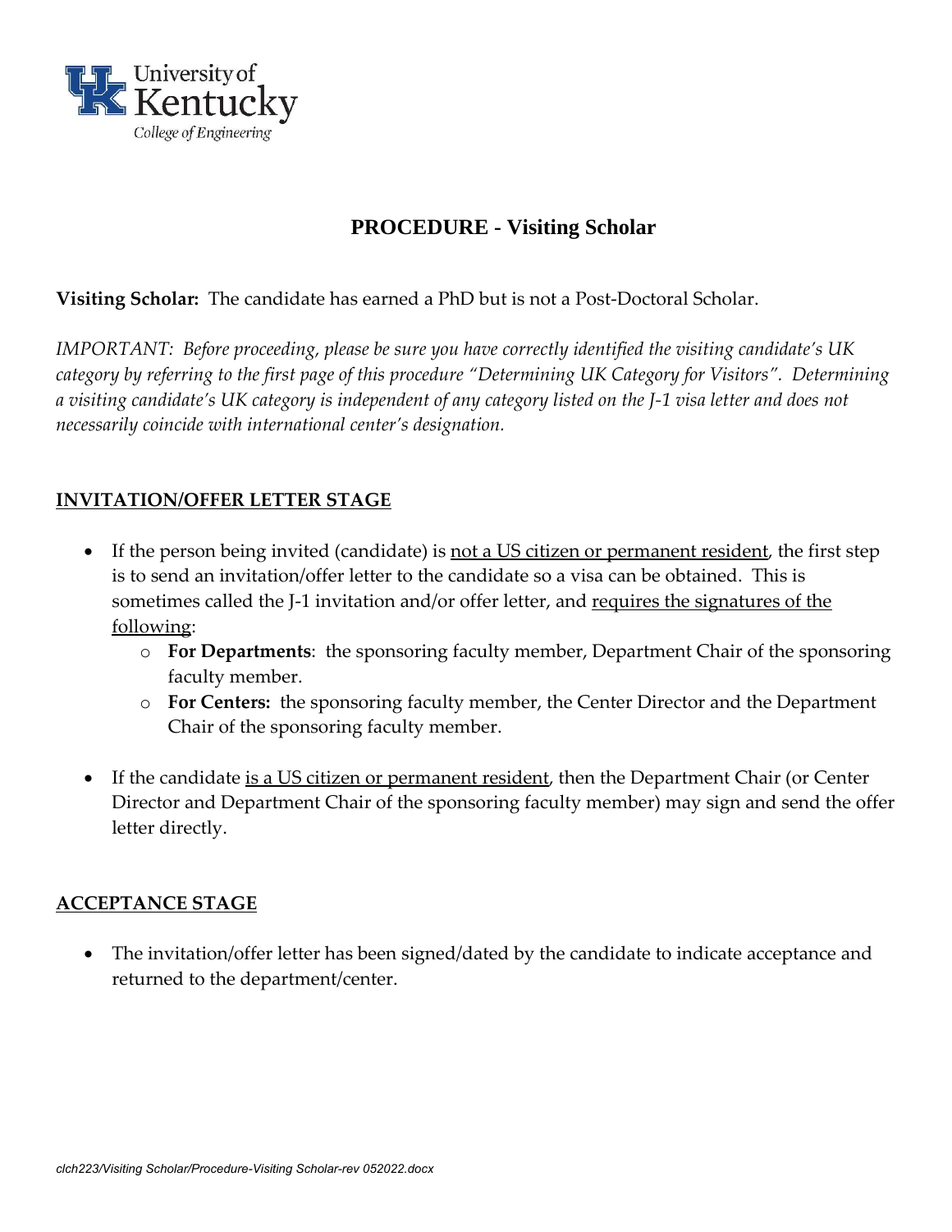University of Kentucky College of Engineering

# PROCEDURE - Visiting Scholar

**Visiting Scholar:** The candidate has earned a PhD but is not a Post-Doctoral Scholar.

*IMPORTANT: Before proceeding, please be sure you have correctly identified the visiting candidate's UK category by referring to the first page of this procedure "Determining UK Category for Visitors". Determining a visiting candidate's UK category is independent of any category listed on the J-1 visa letter and does not necessarily coincide with international center's designation.*

## INVITATION/OFFER LETTER STAGE

- If the person being invited (candidate) is not a US citizen or permanent resident, the first step is to send an invitation/offer letter to the candidate so a visa can be obtained. This is sometimes called the J-1 invitation and/or offer letter, and requires the signatures of the following:
  - **For Departments**: the sponsoring faculty member, Department Chair of the sponsoring faculty member.
  - **For Centers:** the sponsoring faculty member, the Center Director and the Department Chair of the sponsoring faculty member.

- If the candidate is a US citizen or permanent resident, then the Department Chair (or Center Director and Department Chair of the sponsoring faculty member) may sign and send the offer letter directly.

## ACCEPTANCE STAGE

- The invitation/offer letter has been signed/dated by the candidate to indicate acceptance and returned to the department/center.

*clch223/Visiting Scholar/Procedure-Visiting Scholar-rev 052022.docx*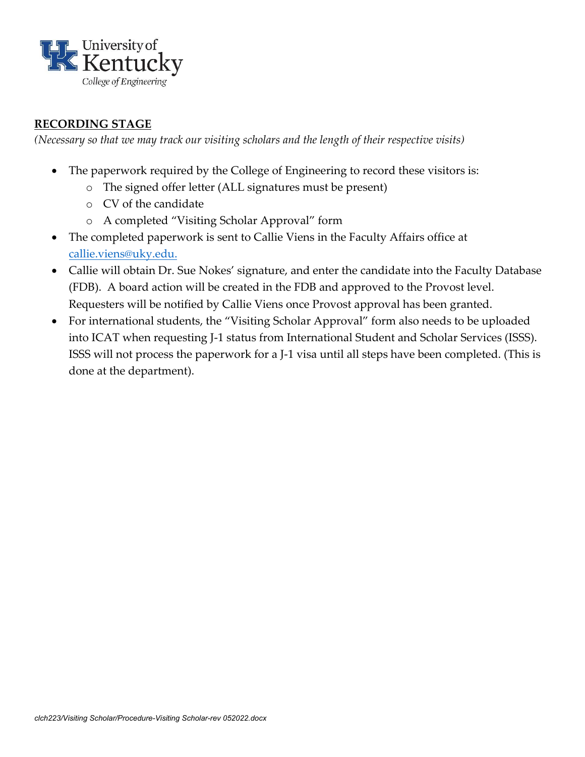**RECORDING STAGE**

*(Necessary so that we may track our visiting scholars and the length of their respective visits)*

- The paperwork required by the College of Engineering to record these visitors is:
  - The signed offer letter (ALL signatures must be present)
  - CV of the candidate
  - A completed "Visiting Scholar Approval" form
- The completed paperwork is sent to Callie Viens in the Faculty Affairs office at [callie.viens@uky.edu.](mailto:callie.viens@uky.edu)
- Callie will obtain Dr. Sue Nokes' signature, and enter the candidate into the Faculty Database (FDB). A board action will be created in the FDB and approved to the Provost level. Requesters will be notified by Callie Viens once Provost approval has been granted.
- For international students, the "Visiting Scholar Approval" form also needs to be uploaded into ICAT when requesting J-1 status from International Student and Scholar Services (ISSS). ISSS will not process the paperwork for a J-1 visa until all steps have been completed. (This is done at the department).